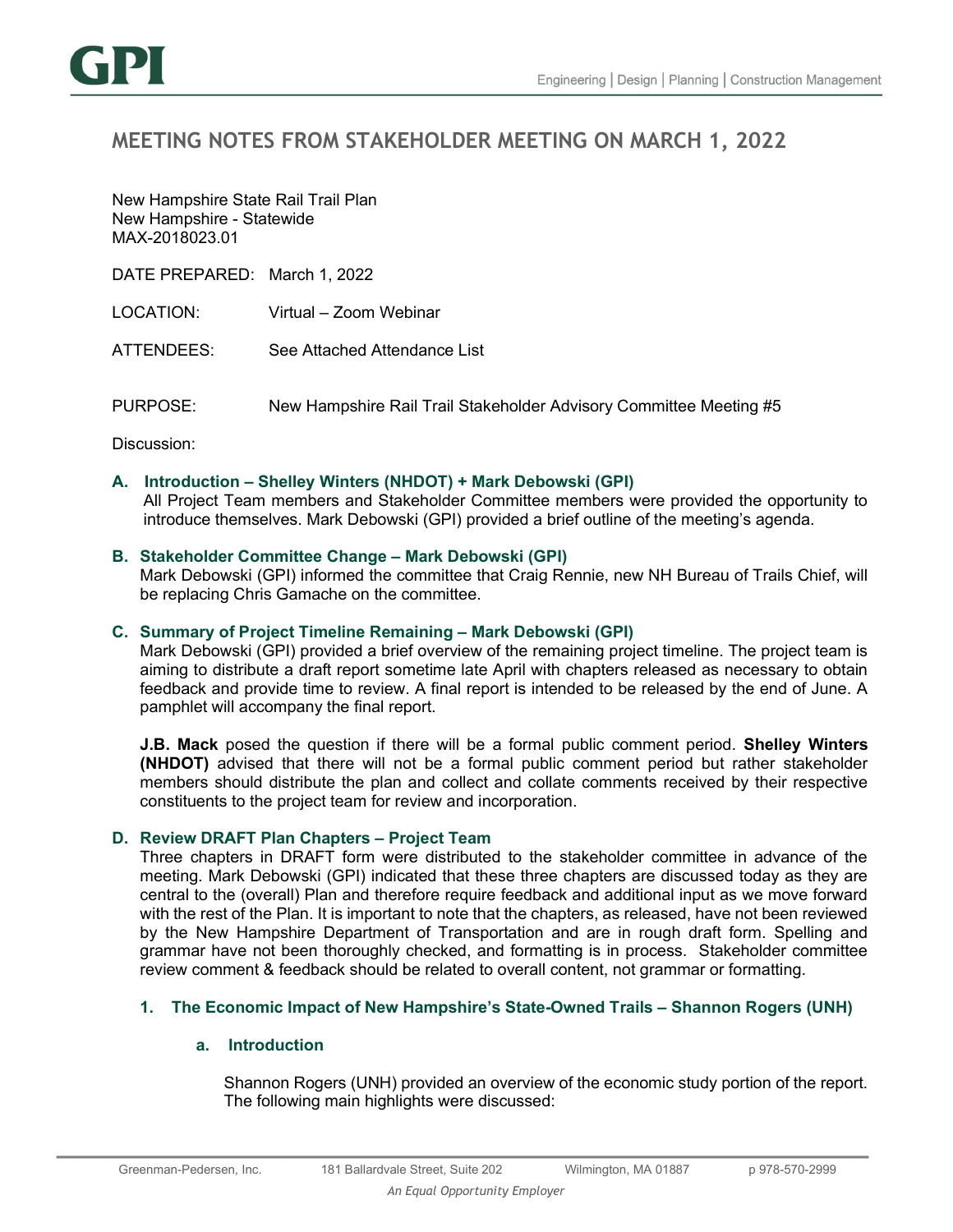# MEETING NOTES FROM STAKEHOLDER MEETING ON MARCH 1, 2022

New Hampshire State Rail Trail Plan
New Hampshire - Statewide
MAX-2018023.01

DATE PREPARED: March 1, 2022

LOCATION: Virtual – Zoom Webinar

ATTENDEES: See Attached Attendance List

PURPOSE: New Hampshire Rail Trail Stakeholder Advisory Committee Meeting #5

Discussion:

**A. Introduction – Shelley Winters (NHDOT) + Mark Debowski (GPI)**

All Project Team members and Stakeholder Committee members were provided the opportunity to introduce themselves. Mark Debowski (GPI) provided a brief outline of the meeting's agenda.

**B. Stakeholder Committee Change – Mark Debowski (GPI)**

Mark Debowski (GPI) informed the committee that Craig Rennie, new NH Bureau of Trails Chief, will be replacing Chris Gamache on the committee.

**C. Summary of Project Timeline Remaining – Mark Debowski (GPI)**

Mark Debowski (GPI) provided a brief overview of the remaining project timeline. The project team is aiming to distribute a draft report sometime late April with chapters released as necessary to obtain feedback and provide time to review. A final report is intended to be released by the end of June. A pamphlet will accompany the final report.

**J.B. Mack** posed the question if there will be a formal public comment period. **Shelley Winters (NHDOT)** advised that there will not be a formal public comment period but rather stakeholder members should distribute the plan and collect and collate comments received by their respective constituents to the project team for review and incorporation.

**D. Review DRAFT Plan Chapters – Project Team**

Three chapters in DRAFT form were distributed to the stakeholder committee in advance of the meeting. Mark Debowski (GPI) indicated that these three chapters are discussed today as they are central to the (overall) Plan and therefore require feedback and additional input as we move forward with the rest of the Plan. It is important to note that the chapters, as released, have not been reviewed by the New Hampshire Department of Transportation and are in rough draft form. Spelling and grammar have not been thoroughly checked, and formatting is in process. Stakeholder committee review comment & feedback should be related to overall content, not grammar or formatting.

**1. The Economic Impact of New Hampshire's State-Owned Trails – Shannon Rogers (UNH)**

**a. Introduction**

Shannon Rogers (UNH) provided an overview of the economic study portion of the report. The following main highlights were discussed: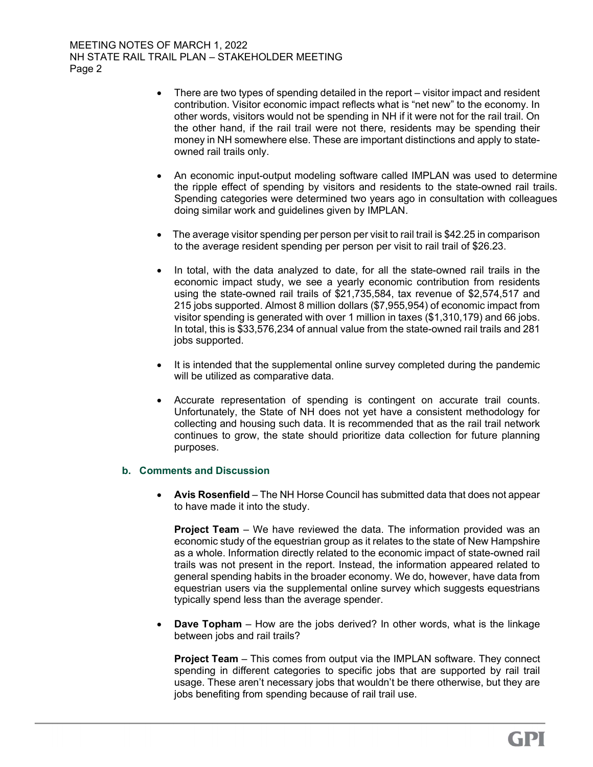- There are two types of spending detailed in the report – visitor impact and resident contribution. Visitor economic impact reflects what is "net new" to the economy. In other words, visitors would not be spending in NH if it were not for the rail trail. On the other hand, if the rail trail were not there, residents may be spending their money in NH somewhere else. These are important distinctions and apply to state-owned rail trails only.

- An economic input-output modeling software called IMPLAN was used to determine the ripple effect of spending by visitors and residents to the state-owned rail trails. Spending categories were determined two years ago in consultation with colleagues doing similar work and guidelines given by IMPLAN.

- The average visitor spending per person per visit to rail trail is $42.25 in comparison to the average resident spending per person per visit to rail trail of $26.23.

- In total, with the data analyzed to date, for all the state-owned rail trails in the economic impact study, we see a yearly economic contribution from residents using the state-owned rail trails of $21,735,584, tax revenue of $2,574,517 and 215 jobs supported. Almost 8 million dollars ($7,955,954) of economic impact from visitor spending is generated with over 1 million in taxes ($1,310,179) and 66 jobs. In total, this is $33,576,234 of annual value from the state-owned rail trails and 281 jobs supported.

- It is intended that the supplemental online survey completed during the pandemic will be utilized as comparative data.

- Accurate representation of spending is contingent on accurate trail counts. Unfortunately, the State of NH does not yet have a consistent methodology for collecting and housing such data. It is recommended that as the rail trail network continues to grow, the state should prioritize data collection for future planning purposes.

### b. Comments and Discussion

- **Avis Rosenfield** – The NH Horse Council has submitted data that does not appear to have made it into the study.

  **Project Team** – We have reviewed the data. The information provided was an economic study of the equestrian group as it relates to the state of New Hampshire as a whole. Information directly related to the economic impact of state-owned rail trails was not present in the report. Instead, the information appeared related to general spending habits in the broader economy. We do, however, have data from equestrian users via the supplemental online survey which suggests equestrians typically spend less than the average spender.

- **Dave Topham** – How are the jobs derived? In other words, what is the linkage between jobs and rail trails?

  **Project Team** – This comes from output via the IMPLAN software. They connect spending in different categories to specific jobs that are supported by rail trail usage. These aren't necessary jobs that wouldn't be there otherwise, but they are jobs benefiting from spending because of rail trail use.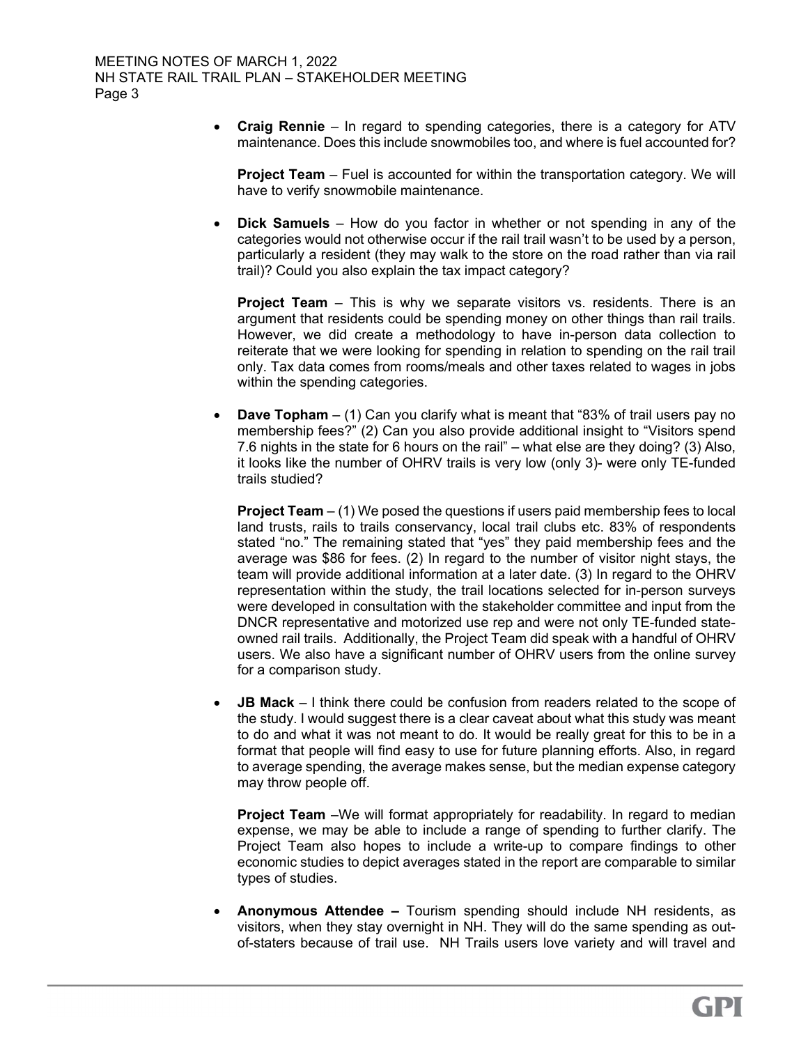- **Craig Rennie** – In regard to spending categories, there is a category for ATV maintenance. Does this include snowmobiles too, and where is fuel accounted for?

  **Project Team** – Fuel is accounted for within the transportation category. We will have to verify snowmobile maintenance.

- **Dick Samuels** – How do you factor in whether or not spending in any of the categories would not otherwise occur if the rail trail wasn't to be used by a person, particularly a resident (they may walk to the store on the road rather than via rail trail)? Could you also explain the tax impact category?

  **Project Team** – This is why we separate visitors vs. residents. There is an argument that residents could be spending money on other things than rail trails. However, we did create a methodology to have in-person data collection to reiterate that we were looking for spending in relation to spending on the rail trail only. Tax data comes from rooms/meals and other taxes related to wages in jobs within the spending categories.

- **Dave Topham** – (1) Can you clarify what is meant that "83% of trail users pay no membership fees?" (2) Can you also provide additional insight to "Visitors spend 7.6 nights in the state for 6 hours on the rail" – what else are they doing? (3) Also, it looks like the number of OHRV trails is very low (only 3)- were only TE-funded trails studied?

  **Project Team** – (1) We posed the questions if users paid membership fees to local land trusts, rails to trails conservancy, local trail clubs etc. 83% of respondents stated "no." The remaining stated that "yes" they paid membership fees and the average was $86 for fees. (2) In regard to the number of visitor night stays, the team will provide additional information at a later date. (3) In regard to the OHRV representation within the study, the trail locations selected for in-person surveys were developed in consultation with the stakeholder committee and input from the DNCR representative and motorized use rep and were not only TE-funded state-owned rail trails. Additionally, the Project Team did speak with a handful of OHRV users. We also have a significant number of OHRV users from the online survey for a comparison study.

- **JB Mack** – I think there could be confusion from readers related to the scope of the study. I would suggest there is a clear caveat about what this study was meant to do and what it was not meant to do. It would be really great for this to be in a format that people will find easy to use for future planning efforts. Also, in regard to average spending, the average makes sense, but the median expense category may throw people off.

  **Project Team** –We will format appropriately for readability. In regard to median expense, we may be able to include a range of spending to further clarify. The Project Team also hopes to include a write-up to compare findings to other economic studies to depict averages stated in the report are comparable to similar types of studies.

- **Anonymous Attendee –** Tourism spending should include NH residents, as visitors, when they stay overnight in NH. They will do the same spending as out-of-staters because of trail use. NH Trails users love variety and will travel and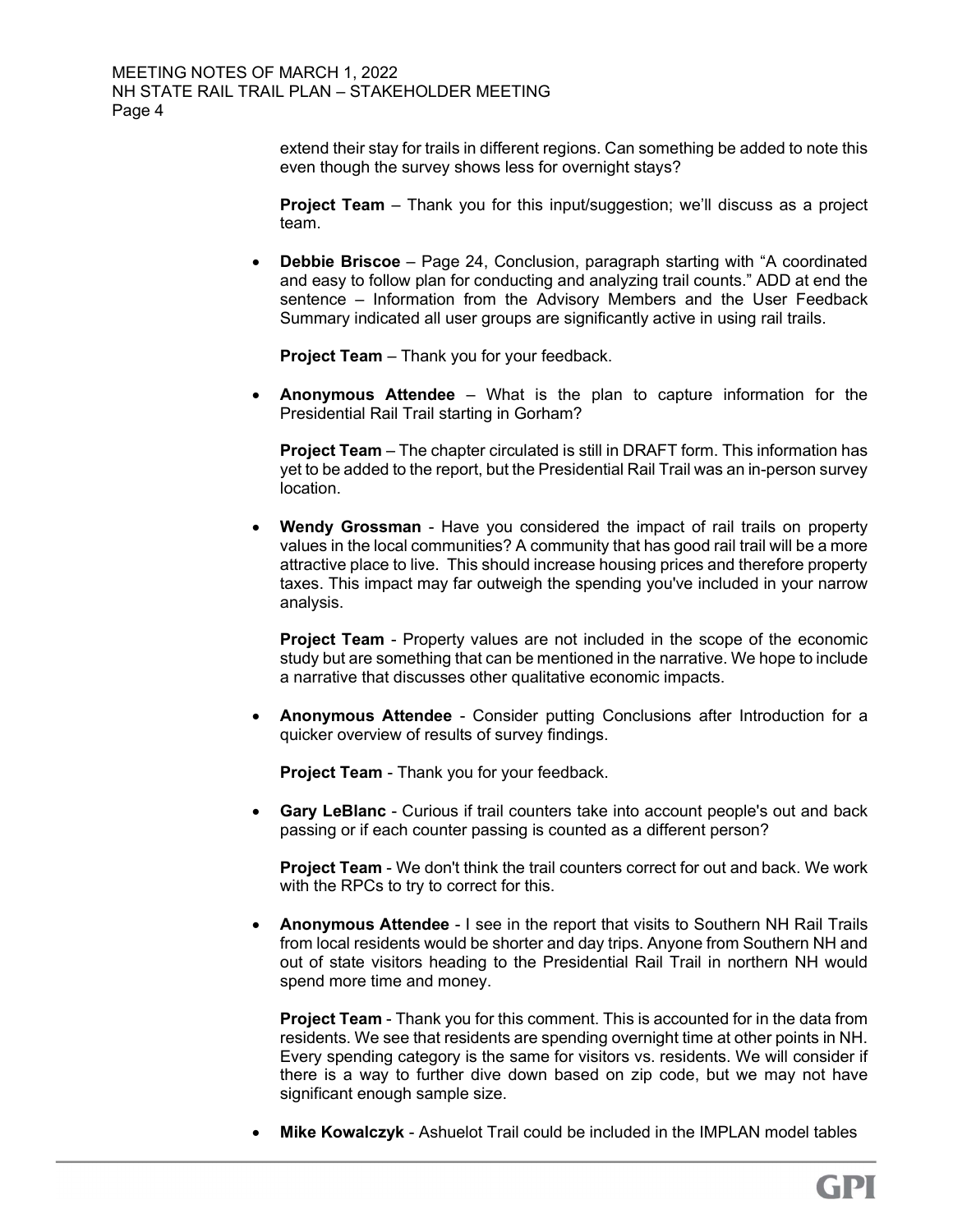extend their stay for trails in different regions. Can something be added to note this even though the survey shows less for overnight stays?

**Project Team** – Thank you for this input/suggestion; we'll discuss as a project team.

- **Debbie Briscoe** – Page 24, Conclusion, paragraph starting with "A coordinated and easy to follow plan for conducting and analyzing trail counts." ADD at end the sentence – Information from the Advisory Members and the User Feedback Summary indicated all user groups are significantly active in using rail trails.

  **Project Team** – Thank you for your feedback.

- **Anonymous Attendee** – What is the plan to capture information for the Presidential Rail Trail starting in Gorham?

  **Project Team** – The chapter circulated is still in DRAFT form. This information has yet to be added to the report, but the Presidential Rail Trail was an in-person survey location.

- **Wendy Grossman** - Have you considered the impact of rail trails on property values in the local communities? A community that has good rail trail will be a more attractive place to live. This should increase housing prices and therefore property taxes. This impact may far outweigh the spending you've included in your narrow analysis.

  **Project Team** - Property values are not included in the scope of the economic study but are something that can be mentioned in the narrative. We hope to include a narrative that discusses other qualitative economic impacts.

- **Anonymous Attendee** - Consider putting Conclusions after Introduction for a quicker overview of results of survey findings.

  **Project Team** - Thank you for your feedback.

- **Gary LeBlanc** - Curious if trail counters take into account people's out and back passing or if each counter passing is counted as a different person?

  **Project Team** - We don't think the trail counters correct for out and back. We work with the RPCs to try to correct for this.

- **Anonymous Attendee** - I see in the report that visits to Southern NH Rail Trails from local residents would be shorter and day trips. Anyone from Southern NH and out of state visitors heading to the Presidential Rail Trail in northern NH would spend more time and money.

  **Project Team** - Thank you for this comment. This is accounted for in the data from residents. We see that residents are spending overnight time at other points in NH. Every spending category is the same for visitors vs. residents. We will consider if there is a way to further dive down based on zip code, but we may not have significant enough sample size.

- **Mike Kowalczyk** - Ashuelot Trail could be included in the IMPLAN model tables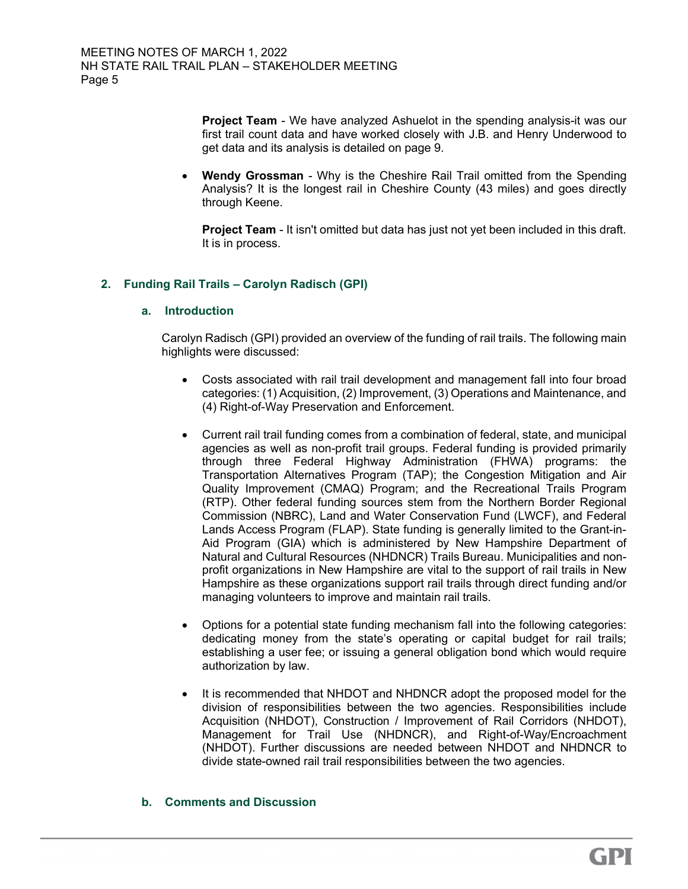**Project Team** - We have analyzed Ashuelot in the spending analysis-it was our first trail count data and have worked closely with J.B. and Henry Underwood to get data and its analysis is detailed on page 9.

- **Wendy Grossman** - Why is the Cheshire Rail Trail omitted from the Spending Analysis? It is the longest rail in Cheshire County (43 miles) and goes directly through Keene.

  **Project Team** - It isn't omitted but data has just not yet been included in this draft. It is in process.

## 2. Funding Rail Trails – Carolyn Radisch (GPI)

### a. Introduction

Carolyn Radisch (GPI) provided an overview of the funding of rail trails. The following main highlights were discussed:

- Costs associated with rail trail development and management fall into four broad categories: (1) Acquisition, (2) Improvement, (3) Operations and Maintenance, and (4) Right-of-Way Preservation and Enforcement.
- Current rail trail funding comes from a combination of federal, state, and municipal agencies as well as non-profit trail groups. Federal funding is provided primarily through three Federal Highway Administration (FHWA) programs: the Transportation Alternatives Program (TAP); the Congestion Mitigation and Air Quality Improvement (CMAQ) Program; and the Recreational Trails Program (RTP). Other federal funding sources stem from the Northern Border Regional Commission (NBRC), Land and Water Conservation Fund (LWCF), and Federal Lands Access Program (FLAP). State funding is generally limited to the Grant-in-Aid Program (GIA) which is administered by New Hampshire Department of Natural and Cultural Resources (NHDNCR) Trails Bureau. Municipalities and non-profit organizations in New Hampshire are vital to the support of rail trails in New Hampshire as these organizations support rail trails through direct funding and/or managing volunteers to improve and maintain rail trails.
- Options for a potential state funding mechanism fall into the following categories: dedicating money from the state's operating or capital budget for rail trails; establishing a user fee; or issuing a general obligation bond which would require authorization by law.
- It is recommended that NHDOT and NHDNCR adopt the proposed model for the division of responsibilities between the two agencies. Responsibilities include Acquisition (NHDOT), Construction / Improvement of Rail Corridors (NHDOT), Management for Trail Use (NHDNCR), and Right-of-Way/Encroachment (NHDOT). Further discussions are needed between NHDOT and NHDNCR to divide state-owned rail trail responsibilities between the two agencies.

### b. Comments and Discussion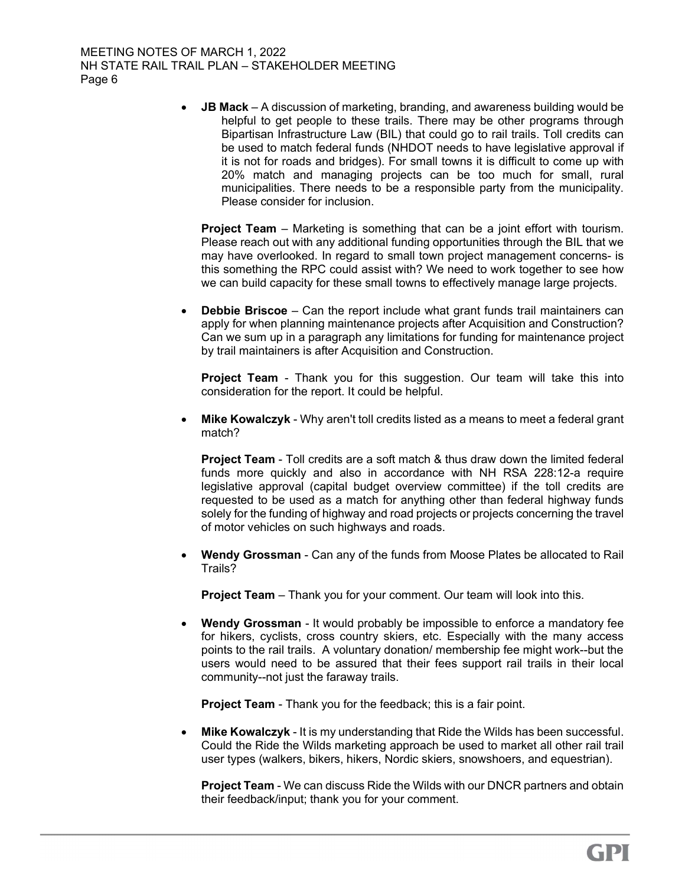- **JB Mack** – A discussion of marketing, branding, and awareness building would be helpful to get people to these trails. There may be other programs through Bipartisan Infrastructure Law (BIL) that could go to rail trails. Toll credits can be used to match federal funds (NHDOT needs to have legislative approval if it is not for roads and bridges). For small towns it is difficult to come up with 20% match and managing projects can be too much for small, rural municipalities. There needs to be a responsible party from the municipality. Please consider for inclusion.

  **Project Team** – Marketing is something that can be a joint effort with tourism. Please reach out with any additional funding opportunities through the BIL that we may have overlooked. In regard to small town project management concerns- is this something the RPC could assist with? We need to work together to see how we can build capacity for these small towns to effectively manage large projects.

- **Debbie Briscoe** – Can the report include what grant funds trail maintainers can apply for when planning maintenance projects after Acquisition and Construction? Can we sum up in a paragraph any limitations for funding for maintenance project by trail maintainers is after Acquisition and Construction.

  **Project Team** - Thank you for this suggestion. Our team will take this into consideration for the report. It could be helpful.

- **Mike Kowalczyk** - Why aren't toll credits listed as a means to meet a federal grant match?

  **Project Team** - Toll credits are a soft match & thus draw down the limited federal funds more quickly and also in accordance with NH RSA 228:12-a require legislative approval (capital budget overview committee) if the toll credits are requested to be used as a match for anything other than federal highway funds solely for the funding of highway and road projects or projects concerning the travel of motor vehicles on such highways and roads.

- **Wendy Grossman** - Can any of the funds from Moose Plates be allocated to Rail Trails?

  **Project Team** – Thank you for your comment. Our team will look into this.

- **Wendy Grossman** - It would probably be impossible to enforce a mandatory fee for hikers, cyclists, cross country skiers, etc. Especially with the many access points to the rail trails. A voluntary donation/ membership fee might work--but the users would need to be assured that their fees support rail trails in their local community--not just the faraway trails.

  **Project Team** - Thank you for the feedback; this is a fair point.

- **Mike Kowalczyk** - It is my understanding that Ride the Wilds has been successful. Could the Ride the Wilds marketing approach be used to market all other rail trail user types (walkers, bikers, hikers, Nordic skiers, snowshoers, and equestrian).

  **Project Team** - We can discuss Ride the Wilds with our DNCR partners and obtain their feedback/input; thank you for your comment.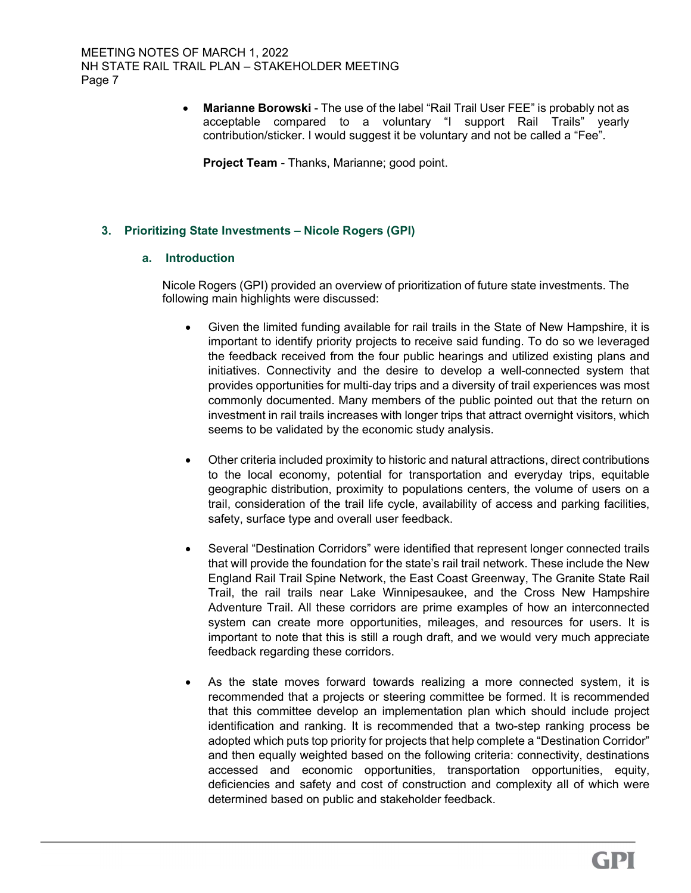- **Marianne Borowski** - The use of the label "Rail Trail User FEE" is probably not as acceptable compared to a voluntary "I support Rail Trails" yearly contribution/sticker. I would suggest it be voluntary and not be called a "Fee".

  **Project Team** - Thanks, Marianne; good point.

## 3. Prioritizing State Investments – Nicole Rogers (GPI)

### a. Introduction

Nicole Rogers (GPI) provided an overview of prioritization of future state investments. The following main highlights were discussed:

- Given the limited funding available for rail trails in the State of New Hampshire, it is important to identify priority projects to receive said funding. To do so we leveraged the feedback received from the four public hearings and utilized existing plans and initiatives. Connectivity and the desire to develop a well-connected system that provides opportunities for multi-day trips and a diversity of trail experiences was most commonly documented. Many members of the public pointed out that the return on investment in rail trails increases with longer trips that attract overnight visitors, which seems to be validated by the economic study analysis.

- Other criteria included proximity to historic and natural attractions, direct contributions to the local economy, potential for transportation and everyday trips, equitable geographic distribution, proximity to populations centers, the volume of users on a trail, consideration of the trail life cycle, availability of access and parking facilities, safety, surface type and overall user feedback.

- Several "Destination Corridors" were identified that represent longer connected trails that will provide the foundation for the state's rail trail network. These include the New England Rail Trail Spine Network, the East Coast Greenway, The Granite State Rail Trail, the rail trails near Lake Winnipesaukee, and the Cross New Hampshire Adventure Trail. All these corridors are prime examples of how an interconnected system can create more opportunities, mileages, and resources for users. It is important to note that this is still a rough draft, and we would very much appreciate feedback regarding these corridors.

- As the state moves forward towards realizing a more connected system, it is recommended that a projects or steering committee be formed. It is recommended that this committee develop an implementation plan which should include project identification and ranking. It is recommended that a two-step ranking process be adopted which puts top priority for projects that help complete a "Destination Corridor" and then equally weighted based on the following criteria: connectivity, destinations accessed and economic opportunities, transportation opportunities, equity, deficiencies and safety and cost of construction and complexity all of which were determined based on public and stakeholder feedback.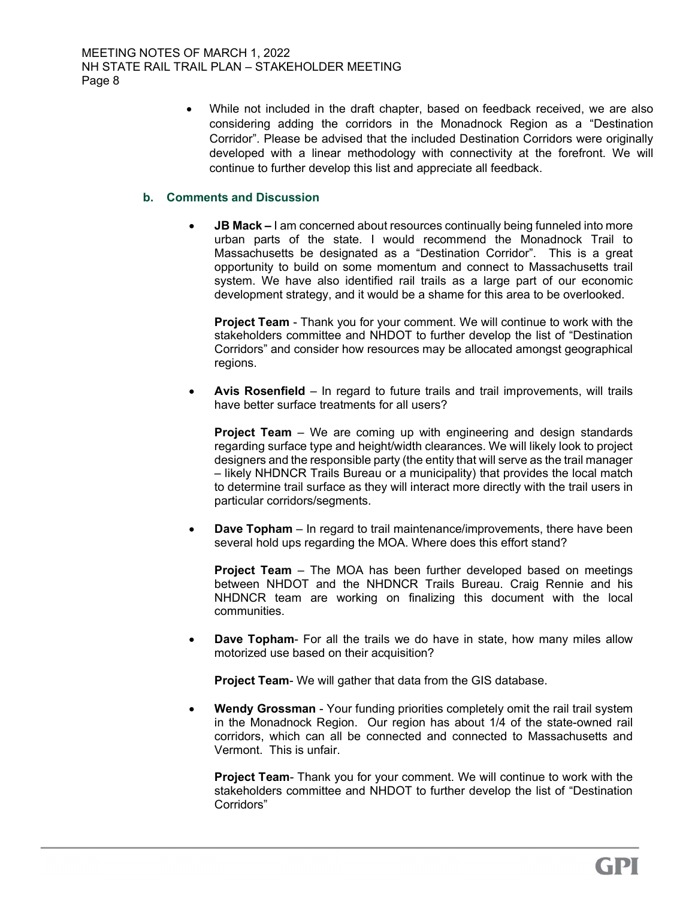- While not included in the draft chapter, based on feedback received, we are also considering adding the corridors in the Monadnock Region as a "Destination Corridor". Please be advised that the included Destination Corridors were originally developed with a linear methodology with connectivity at the forefront. We will continue to further develop this list and appreciate all feedback.

### b. Comments and Discussion

- **JB Mack –** I am concerned about resources continually being funneled into more urban parts of the state. I would recommend the Monadnock Trail to Massachusetts be designated as a "Destination Corridor". This is a great opportunity to build on some momentum and connect to Massachusetts trail system. We have also identified rail trails as a large part of our economic development strategy, and it would be a shame for this area to be overlooked.

  **Project Team** - Thank you for your comment. We will continue to work with the stakeholders committee and NHDOT to further develop the list of "Destination Corridors" and consider how resources may be allocated amongst geographical regions.

- **Avis Rosenfield** – In regard to future trails and trail improvements, will trails have better surface treatments for all users?

  **Project Team** – We are coming up with engineering and design standards regarding surface type and height/width clearances. We will likely look to project designers and the responsible party (the entity that will serve as the trail manager – likely NHDNCR Trails Bureau or a municipality) that provides the local match to determine trail surface as they will interact more directly with the trail users in particular corridors/segments.

- **Dave Topham** – In regard to trail maintenance/improvements, there have been several hold ups regarding the MOA. Where does this effort stand?

  **Project Team** – The MOA has been further developed based on meetings between NHDOT and the NHDNCR Trails Bureau. Craig Rennie and his NHDNCR team are working on finalizing this document with the local communities.

- **Dave Topham**- For all the trails we do have in state, how many miles allow motorized use based on their acquisition?

  **Project Team**- We will gather that data from the GIS database.

- **Wendy Grossman** - Your funding priorities completely omit the rail trail system in the Monadnock Region. Our region has about 1/4 of the state-owned rail corridors, which can all be connected and connected to Massachusetts and Vermont. This is unfair.

  **Project Team**- Thank you for your comment. We will continue to work with the stakeholders committee and NHDOT to further develop the list of "Destination Corridors"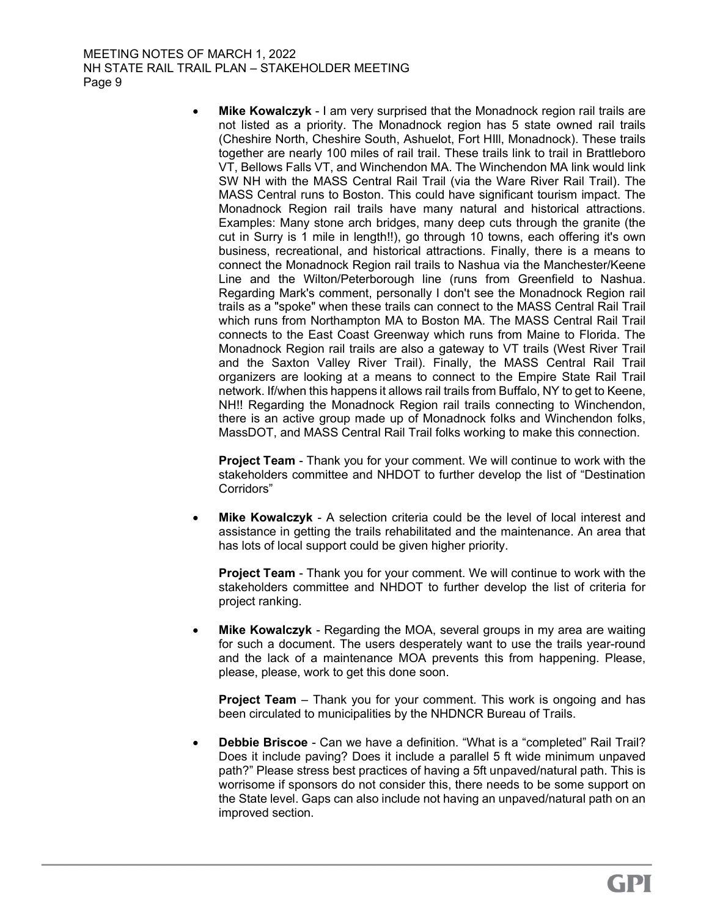- **Mike Kowalczyk** - I am very surprised that the Monadnock region rail trails are not listed as a priority. The Monadnock region has 5 state owned rail trails (Cheshire North, Cheshire South, Ashuelot, Fort HIll, Monadnock). These trails together are nearly 100 miles of rail trail. These trails link to trail in Brattleboro VT, Bellows Falls VT, and Winchendon MA. The Winchendon MA link would link SW NH with the MASS Central Rail Trail (via the Ware River Rail Trail). The MASS Central runs to Boston. This could have significant tourism impact. The Monadnock Region rail trails have many natural and historical attractions. Examples: Many stone arch bridges, many deep cuts through the granite (the cut in Surry is 1 mile in length!!), go through 10 towns, each offering it's own business, recreational, and historical attractions. Finally, there is a means to connect the Monadnock Region rail trails to Nashua via the Manchester/Keene Line and the Wilton/Peterborough line (runs from Greenfield to Nashua. Regarding Mark's comment, personally I don't see the Monadnock Region rail trails as a "spoke" when these trails can connect to the MASS Central Rail Trail which runs from Northampton MA to Boston MA. The MASS Central Rail Trail connects to the East Coast Greenway which runs from Maine to Florida. The Monadnock Region rail trails are also a gateway to VT trails (West River Trail and the Saxton Valley River Trail). Finally, the MASS Central Rail Trail organizers are looking at a means to connect to the Empire State Rail Trail network. If/when this happens it allows rail trails from Buffalo, NY to get to Keene, NH!! Regarding the Monadnock Region rail trails connecting to Winchendon, there is an active group made up of Monadnock folks and Winchendon folks, MassDOT, and MASS Central Rail Trail folks working to make this connection.

  **Project Team** - Thank you for your comment. We will continue to work with the stakeholders committee and NHDOT to further develop the list of "Destination Corridors"

- **Mike Kowalczyk** - A selection criteria could be the level of local interest and assistance in getting the trails rehabilitated and the maintenance. An area that has lots of local support could be given higher priority.

  **Project Team** - Thank you for your comment. We will continue to work with the stakeholders committee and NHDOT to further develop the list of criteria for project ranking.

- **Mike Kowalczyk** - Regarding the MOA, several groups in my area are waiting for such a document. The users desperately want to use the trails year-round and the lack of a maintenance MOA prevents this from happening. Please, please, please, work to get this done soon.

  **Project Team** – Thank you for your comment. This work is ongoing and has been circulated to municipalities by the NHDNCR Bureau of Trails.

- **Debbie Briscoe** - Can we have a definition. "What is a "completed" Rail Trail? Does it include paving? Does it include a parallel 5 ft wide minimum unpaved path?" Please stress best practices of having a 5ft unpaved/natural path. This is worrisome if sponsors do not consider this, there needs to be some support on the State level. Gaps can also include not having an unpaved/natural path on an improved section.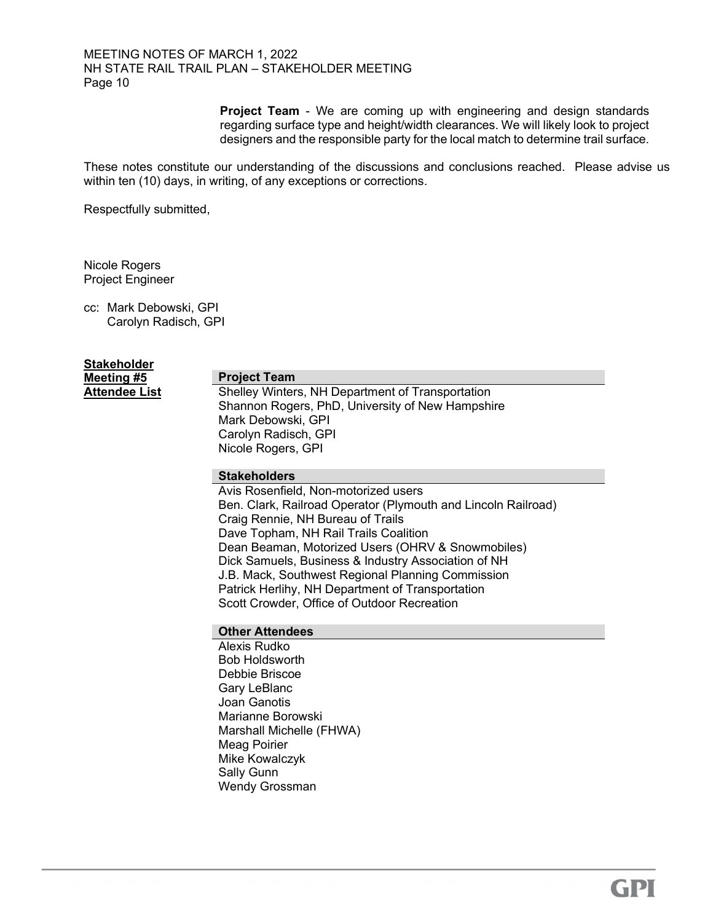**Project Team** - We are coming up with engineering and design standards regarding surface type and height/width clearances. We will likely look to project designers and the responsible party for the local match to determine trail surface.

These notes constitute our understanding of the discussions and conclusions reached. Please advise us within ten (10) days, in writing, of any exceptions or corrections.

Respectfully submitted,

Nicole Rogers
Project Engineer

cc: Mark Debowski, GPI
Carolyn Radisch, GPI

**Stakeholder Meeting #5 Attendee List**

**Project Team**

Shelley Winters, NH Department of Transportation
Shannon Rogers, PhD, University of New Hampshire
Mark Debowski, GPI
Carolyn Radisch, GPI
Nicole Rogers, GPI

**Stakeholders**

Avis Rosenfield, Non-motorized users
Ben. Clark, Railroad Operator (Plymouth and Lincoln Railroad)
Craig Rennie, NH Bureau of Trails
Dave Topham, NH Rail Trails Coalition
Dean Beaman, Motorized Users (OHRV & Snowmobiles)
Dick Samuels, Business & Industry Association of NH
J.B. Mack, Southwest Regional Planning Commission
Patrick Herlihy, NH Department of Transportation
Scott Crowder, Office of Outdoor Recreation

**Other Attendees**

Alexis Rudko
Bob Holdsworth
Debbie Briscoe
Gary LeBlanc
Joan Ganotis
Marianne Borowski
Marshall Michelle (FHWA)
Meag Poirier
Mike Kowalczyk
Sally Gunn
Wendy Grossman